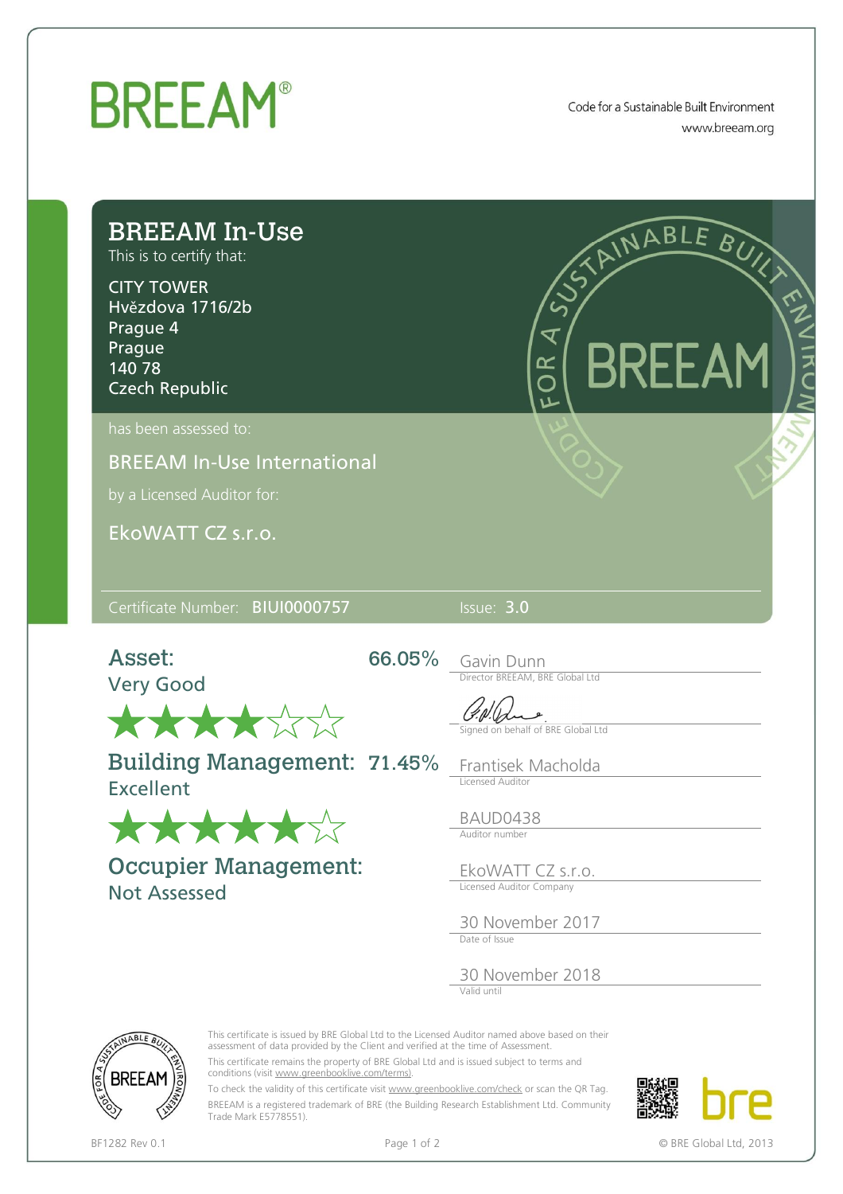# BREEAM®

Code for a Sustainable Built Environment
www.breeam.org

## BREEAM In-Use

This is to certify that:

CITY TOWER
Hvězdova 1716/2b
Prague 4
Prague
140 78
Czech Republic

has been assessed to:

BREEAM In-Use International

by a Licensed Auditor for:

EkoWATT CZ s.r.o.

Certificate Number: BIUI0000757

Issue: 3.0

**Asset:** 66.05%
Very Good
★★★★☆☆

**Building Management:** 71.45%
Excellent
★★★★★☆

**Occupier Management:**
Not Assessed

Gavin Dunn
Director BREEAM, BRE Global Ltd

Signed on behalf of BRE Global Ltd

Frantisek Macholda
Licensed Auditor

BAUD0438
Auditor number

EkoWATT CZ s.r.o.
Licensed Auditor Company

30 November 2017
Date of Issue

30 November 2018
Valid until

This certificate is issued by BRE Global Ltd to the Licensed Auditor named above based on their assessment of data provided by the Client and verified at the time of Assessment.

This certificate remains the property of BRE Global Ltd and is issued subject to terms and conditions (visit www.greenbooklive.com/terms).

To check the validity of this certificate visit www.greenbooklive.com/check or scan the QR Tag.

BREEAM is a registered trademark of BRE (the Building Research Establishment Ltd. Community Trade Mark E5778551).

BF1282 Rev 0.1

© BRE Global Ltd, 2013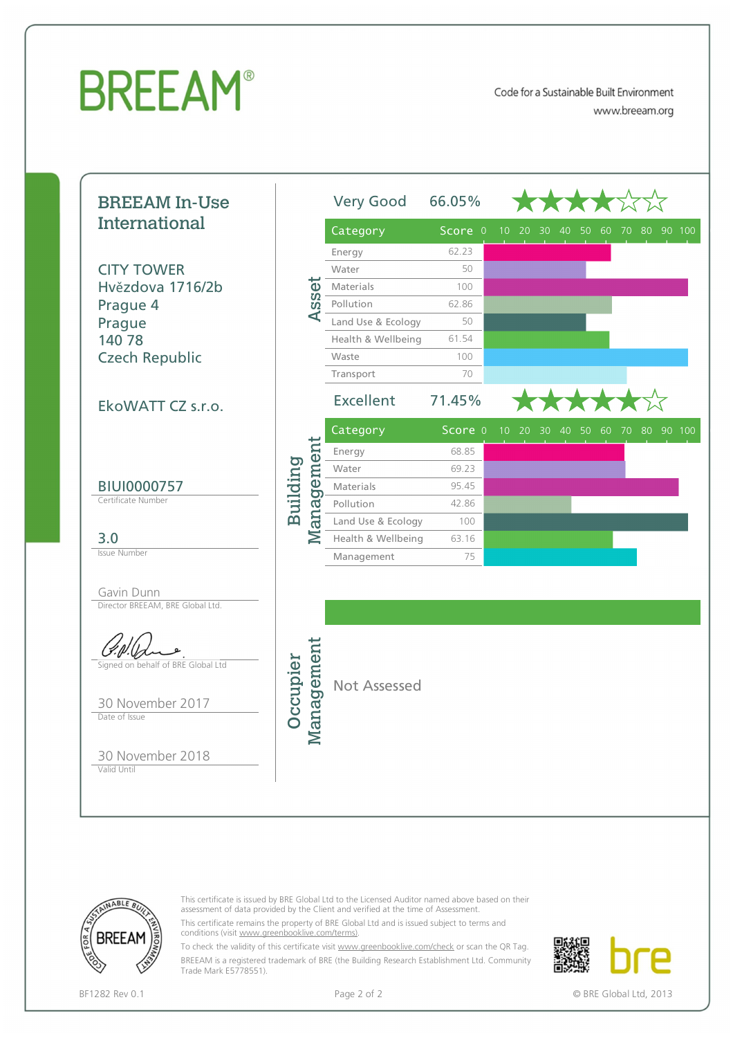# BREEAM®

Code for a Sustainable Built Environment
www.breeam.org

## BREEAM In-Use International

CITY TOWER
Hvězdova 1716/2b
Prague 4
Prague
140 78
Czech Republic

EkoWATT CZ s.r.o.

BIUI0000757
Certificate Number

3.0
Issue Number

Gavin Dunn
Director BREEAM, BRE Global Ltd.

Signed on behalf of BRE Global Ltd

30 November 2017
Date of Issue

30 November 2018
Valid Until

### Asset

Very Good 66.05% ★★★★☆☆

Category | Score
0 10 20 30 40 50 60 70 80 90 100

Energy 62.23
Water 50
Materials 100
Pollution 62.86
Land Use & Ecology 50
Health & Wellbeing 61.54
Waste 100
Transport 70

### Building Management

Excellent 71.45% ★★★★★☆

Category | Score
0 10 20 30 40 50 60 70 80 90 100

Energy 68.85
Water 69.23
Materials 95.45
Pollution 42.86
Land Use & Ecology 100
Health & Wellbeing 63.16
Management 75

### Occupier Management

Not Assessed

This certificate is issued by BRE Global Ltd to the Licensed Auditor named above based on their assessment of data provided by the Client and verified at the time of Assessment.

This certificate remains the property of BRE Global Ltd and is issued subject to terms and conditions (visit www.greenbooklive.com/terms).

To check the validity of this certificate visit www.greenbooklive.com/check or scan the QR Tag.

BREEAM is a registered trademark of BRE (the Building Research Establishment Ltd. Community Trade Mark E5778551).

BF1282 Rev 0.1

© BRE Global Ltd, 2013